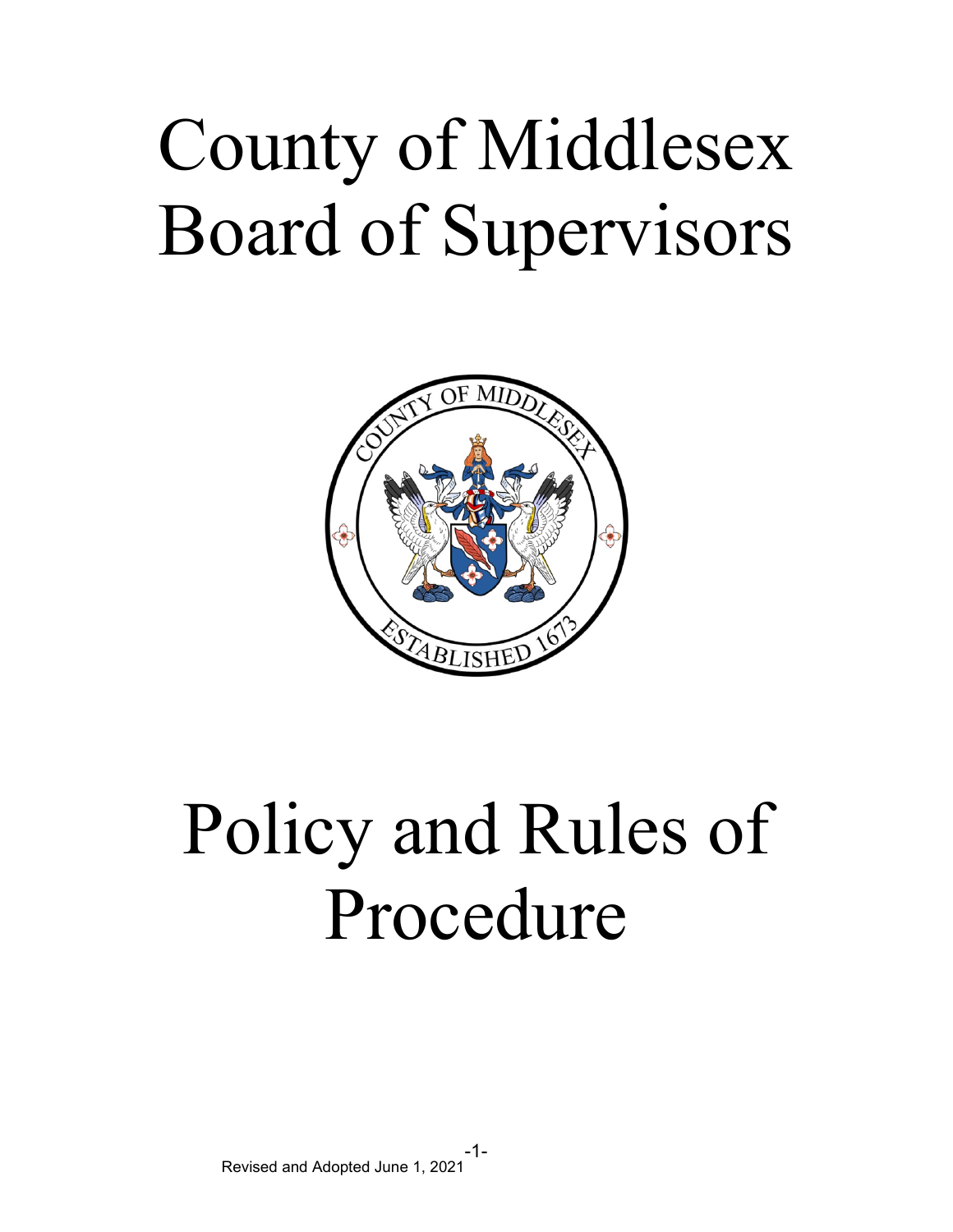# County of Middlesex Board of Supervisors

# Policy and Rules of Procedure

Revised and Adopted June 1, 2021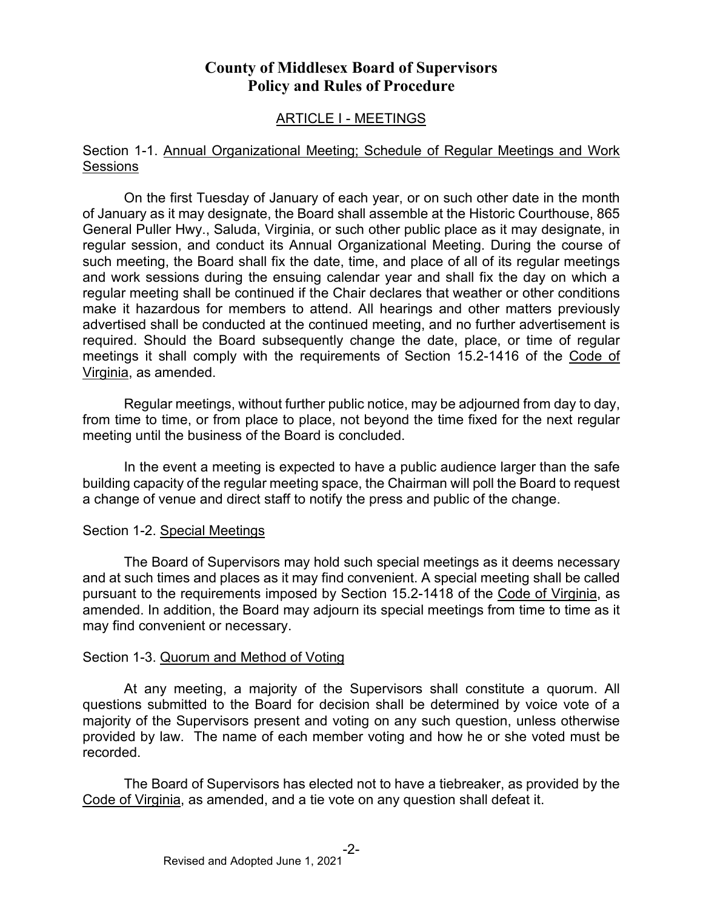# County of Middlesex Board of Supervisors Policy and Rules of Procedure

## ARTICLE I - MEETINGS

### Section 1-1. Annual Organizational Meeting; Schedule of Regular Meetings and Work Sessions

On the first Tuesday of January of each year, or on such other date in the month of January as it may designate, the Board shall assemble at the Historic Courthouse, 865 General Puller Hwy., Saluda, Virginia, or such other public place as it may designate, in regular session, and conduct its Annual Organizational Meeting. During the course of such meeting, the Board shall fix the date, time, and place of all of its regular meetings and work sessions during the ensuing calendar year and shall fix the day on which a regular meeting shall be continued if the Chair declares that weather or other conditions make it hazardous for members to attend. All hearings and other matters previously advertised shall be conducted at the continued meeting, and no further advertisement is required. Should the Board subsequently change the date, place, or time of regular meetings it shall comply with the requirements of Section 15.2-1416 of the Code of Virginia, as amended.

Regular meetings, without further public notice, may be adjourned from day to day, from time to time, or from place to place, not beyond the time fixed for the next regular meeting until the business of the Board is concluded.

In the event a meeting is expected to have a public audience larger than the safe building capacity of the regular meeting space, the Chairman will poll the Board to request a change of venue and direct staff to notify the press and public of the change.

### Section 1-2. Special Meetings

The Board of Supervisors may hold such special meetings as it deems necessary and at such times and places as it may find convenient. A special meeting shall be called pursuant to the requirements imposed by Section 15.2-1418 of the Code of Virginia, as amended. In addition, the Board may adjourn its special meetings from time to time as it may find convenient or necessary.

### Section 1-3. Quorum and Method of Voting

At any meeting, a majority of the Supervisors shall constitute a quorum. All questions submitted to the Board for decision shall be determined by voice vote of a majority of the Supervisors present and voting on any such question, unless otherwise provided by law. The name of each member voting and how he or she voted must be recorded.

The Board of Supervisors has elected not to have a tiebreaker, as provided by the Code of Virginia, as amended, and a tie vote on any question shall defeat it.

Revised and Adopted June 1, 2021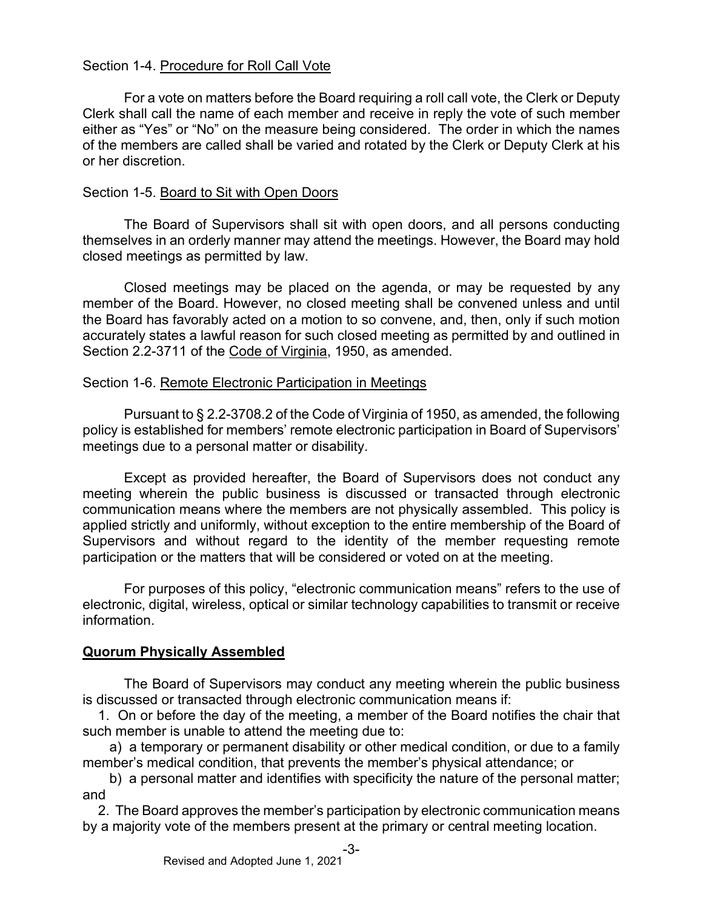Section 1-4. <u>Procedure for Roll Call Vote</u>

For a vote on matters before the Board requiring a roll call vote, the Clerk or Deputy Clerk shall call the name of each member and receive in reply the vote of such member either as "Yes" or "No" on the measure being considered. The order in which the names of the members are called shall be varied and rotated by the Clerk or Deputy Clerk at his or her discretion.

Section 1-5. <u>Board to Sit with Open Doors</u>

The Board of Supervisors shall sit with open doors, and all persons conducting themselves in an orderly manner may attend the meetings. However, the Board may hold closed meetings as permitted by law.

Closed meetings may be placed on the agenda, or may be requested by any member of the Board. However, no closed meeting shall be convened unless and until the Board has favorably acted on a motion to so convene, and, then, only if such motion accurately states a lawful reason for such closed meeting as permitted by and outlined in Section 2.2-3711 of the <u>Code of Virginia</u>, 1950, as amended.

Section 1-6. <u>Remote Electronic Participation in Meetings</u>

Pursuant to § 2.2-3708.2 of the Code of Virginia of 1950, as amended, the following policy is established for members' remote electronic participation in Board of Supervisors' meetings due to a personal matter or disability.

Except as provided hereafter, the Board of Supervisors does not conduct any meeting wherein the public business is discussed or transacted through electronic communication means where the members are not physically assembled. This policy is applied strictly and uniformly, without exception to the entire membership of the Board of Supervisors and without regard to the identity of the member requesting remote participation or the matters that will be considered or voted on at the meeting.

For purposes of this policy, "electronic communication means" refers to the use of electronic, digital, wireless, optical or similar technology capabilities to transmit or receive information.

**<u>Quorum Physically Assembled</u>**

The Board of Supervisors may conduct any meeting wherein the public business is discussed or transacted through electronic communication means if:

1. On or before the day of the meeting, a member of the Board notifies the chair that such member is unable to attend the meeting due to:

   a) a temporary or permanent disability or other medical condition, or due to a family member's medical condition, that prevents the member's physical attendance; or

   b) a personal matter and identifies with specificity the nature of the personal matter; and

2. The Board approves the member's participation by electronic communication means by a majority vote of the members present at the primary or central meeting location.

Revised and Adopted June 1, 2021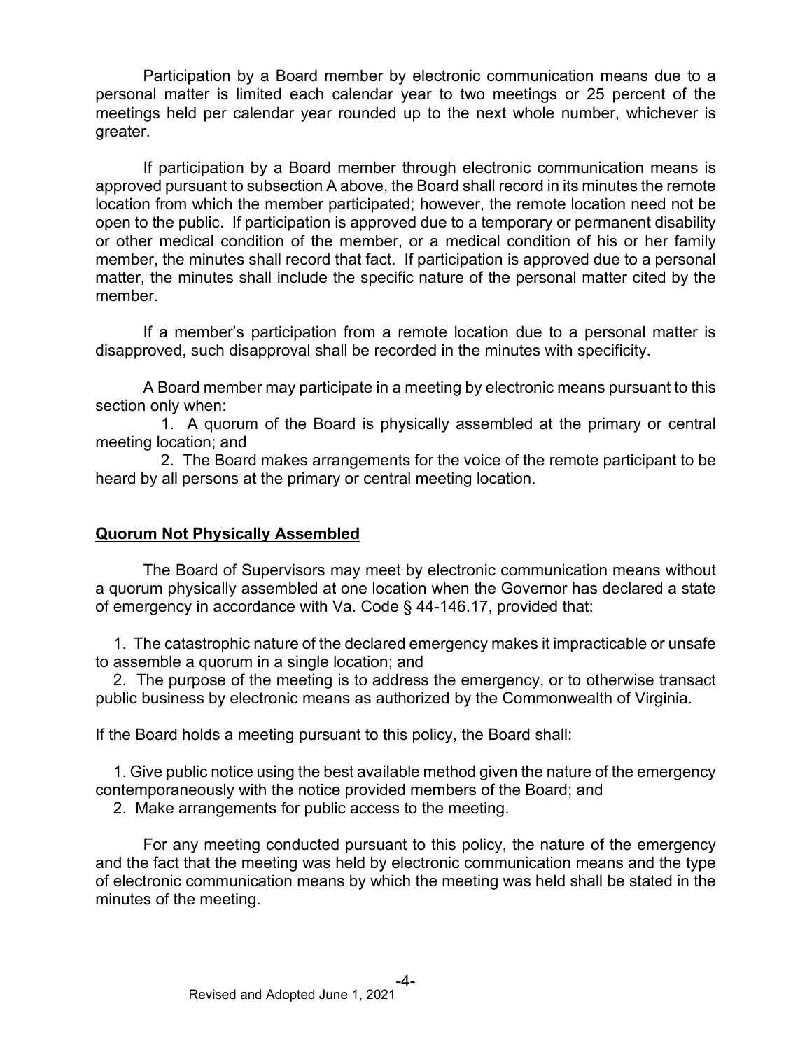Participation by a Board member by electronic communication means due to a personal matter is limited each calendar year to two meetings or 25 percent of the meetings held per calendar year rounded up to the next whole number, whichever is greater.

If participation by a Board member through electronic communication means is approved pursuant to subsection A above, the Board shall record in its minutes the remote location from which the member participated; however, the remote location need not be open to the public. If participation is approved due to a temporary or permanent disability or other medical condition of the member, or a medical condition of his or her family member, the minutes shall record that fact. If participation is approved due to a personal matter, the minutes shall include the specific nature of the personal matter cited by the member.

If a member's participation from a remote location due to a personal matter is disapproved, such disapproval shall be recorded in the minutes with specificity.

A Board member may participate in a meeting by electronic means pursuant to this section only when:

1. A quorum of the Board is physically assembled at the primary or central meeting location; and
2. The Board makes arrangements for the voice of the remote participant to be heard by all persons at the primary or central meeting location.

## Quorum Not Physically Assembled

The Board of Supervisors may meet by electronic communication means without a quorum physically assembled at one location when the Governor has declared a state of emergency in accordance with Va. Code § 44-146.17, provided that:

1. The catastrophic nature of the declared emergency makes it impracticable or unsafe to assemble a quorum in a single location; and
2. The purpose of the meeting is to address the emergency, or to otherwise transact public business by electronic means as authorized by the Commonwealth of Virginia.

If the Board holds a meeting pursuant to this policy, the Board shall:

1. Give public notice using the best available method given the nature of the emergency contemporaneously with the notice provided members of the Board; and
2. Make arrangements for public access to the meeting.

For any meeting conducted pursuant to this policy, the nature of the emergency and the fact that the meeting was held by electronic communication means and the type of electronic communication means by which the meeting was held shall be stated in the minutes of the meeting.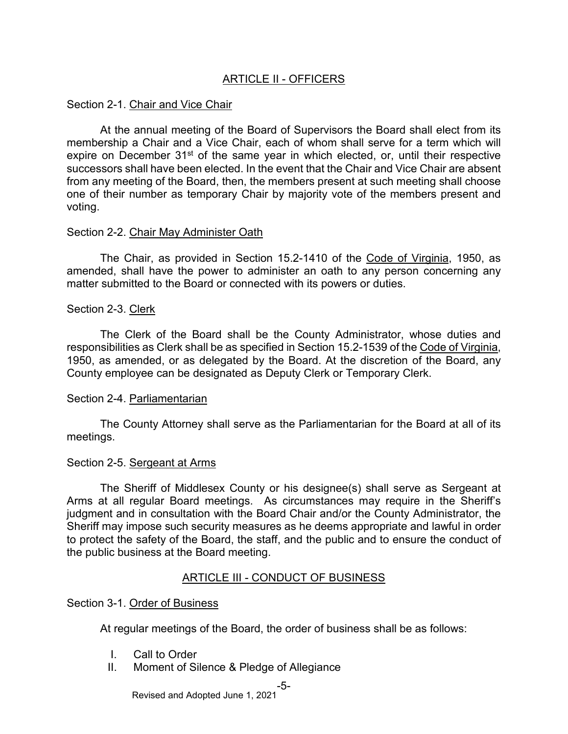## ARTICLE II - OFFICERS

Section 2-1. Chair and Vice Chair

At the annual meeting of the Board of Supervisors the Board shall elect from its membership a Chair and a Vice Chair, each of whom shall serve for a term which will expire on December 31st of the same year in which elected, or, until their respective successors shall have been elected. In the event that the Chair and Vice Chair are absent from any meeting of the Board, then, the members present at such meeting shall choose one of their number as temporary Chair by majority vote of the members present and voting.

Section 2-2. Chair May Administer Oath

The Chair, as provided in Section 15.2-1410 of the Code of Virginia, 1950, as amended, shall have the power to administer an oath to any person concerning any matter submitted to the Board or connected with its powers or duties.

Section 2-3. Clerk

The Clerk of the Board shall be the County Administrator, whose duties and responsibilities as Clerk shall be as specified in Section 15.2-1539 of the Code of Virginia, 1950, as amended, or as delegated by the Board. At the discretion of the Board, any County employee can be designated as Deputy Clerk or Temporary Clerk.

Section 2-4. Parliamentarian

The County Attorney shall serve as the Parliamentarian for the Board at all of its meetings.

Section 2-5. Sergeant at Arms

The Sheriff of Middlesex County or his designee(s) shall serve as Sergeant at Arms at all regular Board meetings. As circumstances may require in the Sheriff's judgment and in consultation with the Board Chair and/or the County Administrator, the Sheriff may impose such security measures as he deems appropriate and lawful in order to protect the safety of the Board, the staff, and the public and to ensure the conduct of the public business at the Board meeting.

## ARTICLE III - CONDUCT OF BUSINESS

Section 3-1. Order of Business

At regular meetings of the Board, the order of business shall be as follows:

I. Call to Order
II. Moment of Silence & Pledge of Allegiance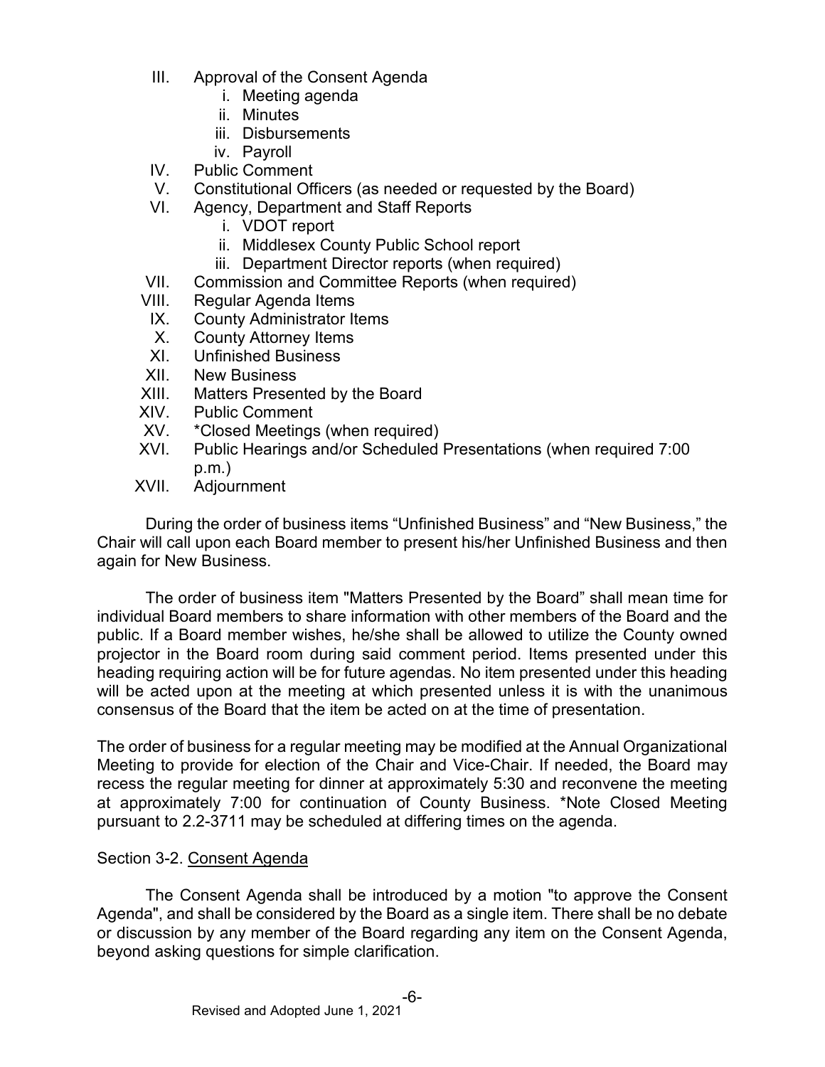III. Approval of the Consent Agenda
   i. Meeting agenda
   ii. Minutes
   iii. Disbursements
   iv. Payroll
IV. Public Comment
V. Constitutional Officers (as needed or requested by the Board)
VI. Agency, Department and Staff Reports
   i. VDOT report
   ii. Middlesex County Public School report
   iii. Department Director reports (when required)
VII. Commission and Committee Reports (when required)
VIII. Regular Agenda Items
IX. County Administrator Items
X. County Attorney Items
XI. Unfinished Business
XII. New Business
XIII. Matters Presented by the Board
XIV. Public Comment
XV. *Closed Meetings (when required)
XVI. Public Hearings and/or Scheduled Presentations (when required 7:00 p.m.)
XVII. Adjournment

During the order of business items "Unfinished Business" and "New Business," the Chair will call upon each Board member to present his/her Unfinished Business and then again for New Business.

The order of business item "Matters Presented by the Board" shall mean time for individual Board members to share information with other members of the Board and the public. If a Board member wishes, he/she shall be allowed to utilize the County owned projector in the Board room during said comment period. Items presented under this heading requiring action will be for future agendas. No item presented under this heading will be acted upon at the meeting at which presented unless it is with the unanimous consensus of the Board that the item be acted on at the time of presentation.

The order of business for a regular meeting may be modified at the Annual Organizational Meeting to provide for election of the Chair and Vice-Chair. If needed, the Board may recess the regular meeting for dinner at approximately 5:30 and reconvene the meeting at approximately 7:00 for continuation of County Business. *Note Closed Meeting pursuant to 2.2-3711 may be scheduled at differing times on the agenda.

Section 3-2. Consent Agenda

The Consent Agenda shall be introduced by a motion "to approve the Consent Agenda", and shall be considered by the Board as a single item. There shall be no debate or discussion by any member of the Board regarding any item on the Consent Agenda, beyond asking questions for simple clarification.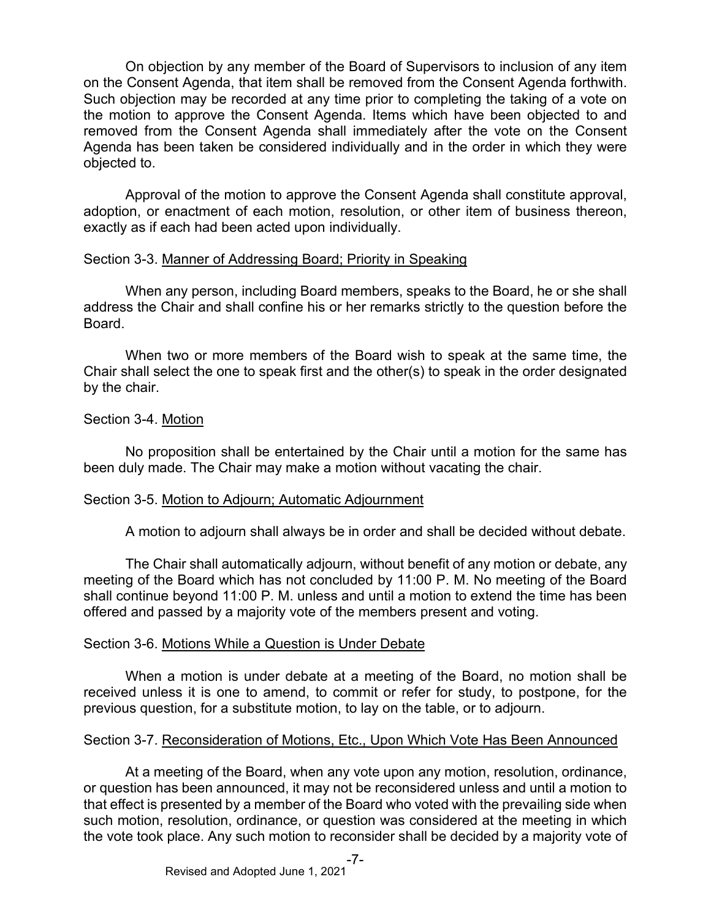On objection by any member of the Board of Supervisors to inclusion of any item on the Consent Agenda, that item shall be removed from the Consent Agenda forthwith. Such objection may be recorded at any time prior to completing the taking of a vote on the motion to approve the Consent Agenda. Items which have been objected to and removed from the Consent Agenda shall immediately after the vote on the Consent Agenda has been taken be considered individually and in the order in which they were objected to.

Approval of the motion to approve the Consent Agenda shall constitute approval, adoption, or enactment of each motion, resolution, or other item of business thereon, exactly as if each had been acted upon individually.

Section 3-3. Manner of Addressing Board; Priority in Speaking

When any person, including Board members, speaks to the Board, he or she shall address the Chair and shall confine his or her remarks strictly to the question before the Board.

When two or more members of the Board wish to speak at the same time, the Chair shall select the one to speak first and the other(s) to speak in the order designated by the chair.

Section 3-4. Motion

No proposition shall be entertained by the Chair until a motion for the same has been duly made. The Chair may make a motion without vacating the chair.

Section 3-5. Motion to Adjourn; Automatic Adjournment

A motion to adjourn shall always be in order and shall be decided without debate.

The Chair shall automatically adjourn, without benefit of any motion or debate, any meeting of the Board which has not concluded by 11:00 P. M. No meeting of the Board shall continue beyond 11:00 P. M. unless and until a motion to extend the time has been offered and passed by a majority vote of the members present and voting.

Section 3-6. Motions While a Question is Under Debate

When a motion is under debate at a meeting of the Board, no motion shall be received unless it is one to amend, to commit or refer for study, to postpone, for the previous question, for a substitute motion, to lay on the table, or to adjourn.

Section 3-7. Reconsideration of Motions, Etc., Upon Which Vote Has Been Announced

At a meeting of the Board, when any vote upon any motion, resolution, ordinance, or question has been announced, it may not be reconsidered unless and until a motion to that effect is presented by a member of the Board who voted with the prevailing side when such motion, resolution, ordinance, or question was considered at the meeting in which the vote took place. Any such motion to reconsider shall be decided by a majority vote of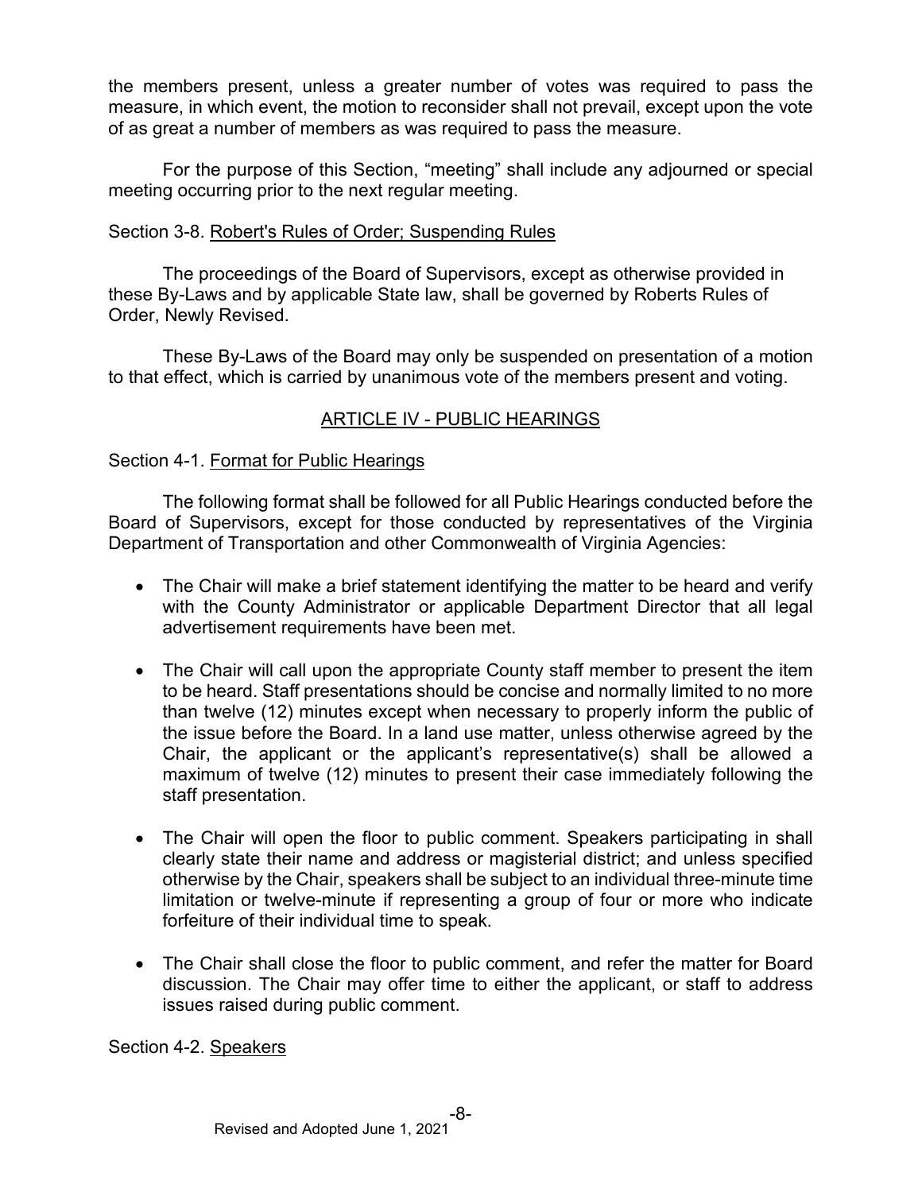the members present, unless a greater number of votes was required to pass the measure, in which event, the motion to reconsider shall not prevail, except upon the vote of as great a number of members as was required to pass the measure.

For the purpose of this Section, "meeting" shall include any adjourned or special meeting occurring prior to the next regular meeting.

Section 3-8. Robert's Rules of Order; Suspending Rules

The proceedings of the Board of Supervisors, except as otherwise provided in these By-Laws and by applicable State law, shall be governed by Roberts Rules of Order, Newly Revised.

These By-Laws of the Board may only be suspended on presentation of a motion to that effect, which is carried by unanimous vote of the members present and voting.

## ARTICLE IV - PUBLIC HEARINGS

Section 4-1. Format for Public Hearings

The following format shall be followed for all Public Hearings conducted before the Board of Supervisors, except for those conducted by representatives of the Virginia Department of Transportation and other Commonwealth of Virginia Agencies:

- The Chair will make a brief statement identifying the matter to be heard and verify with the County Administrator or applicable Department Director that all legal advertisement requirements have been met.
- The Chair will call upon the appropriate County staff member to present the item to be heard. Staff presentations should be concise and normally limited to no more than twelve (12) minutes except when necessary to properly inform the public of the issue before the Board. In a land use matter, unless otherwise agreed by the Chair, the applicant or the applicant's representative(s) shall be allowed a maximum of twelve (12) minutes to present their case immediately following the staff presentation.
- The Chair will open the floor to public comment. Speakers participating in shall clearly state their name and address or magisterial district; and unless specified otherwise by the Chair, speakers shall be subject to an individual three-minute time limitation or twelve-minute if representing a group of four or more who indicate forfeiture of their individual time to speak.
- The Chair shall close the floor to public comment, and refer the matter for Board discussion. The Chair may offer time to either the applicant, or staff to address issues raised during public comment.

Section 4-2. Speakers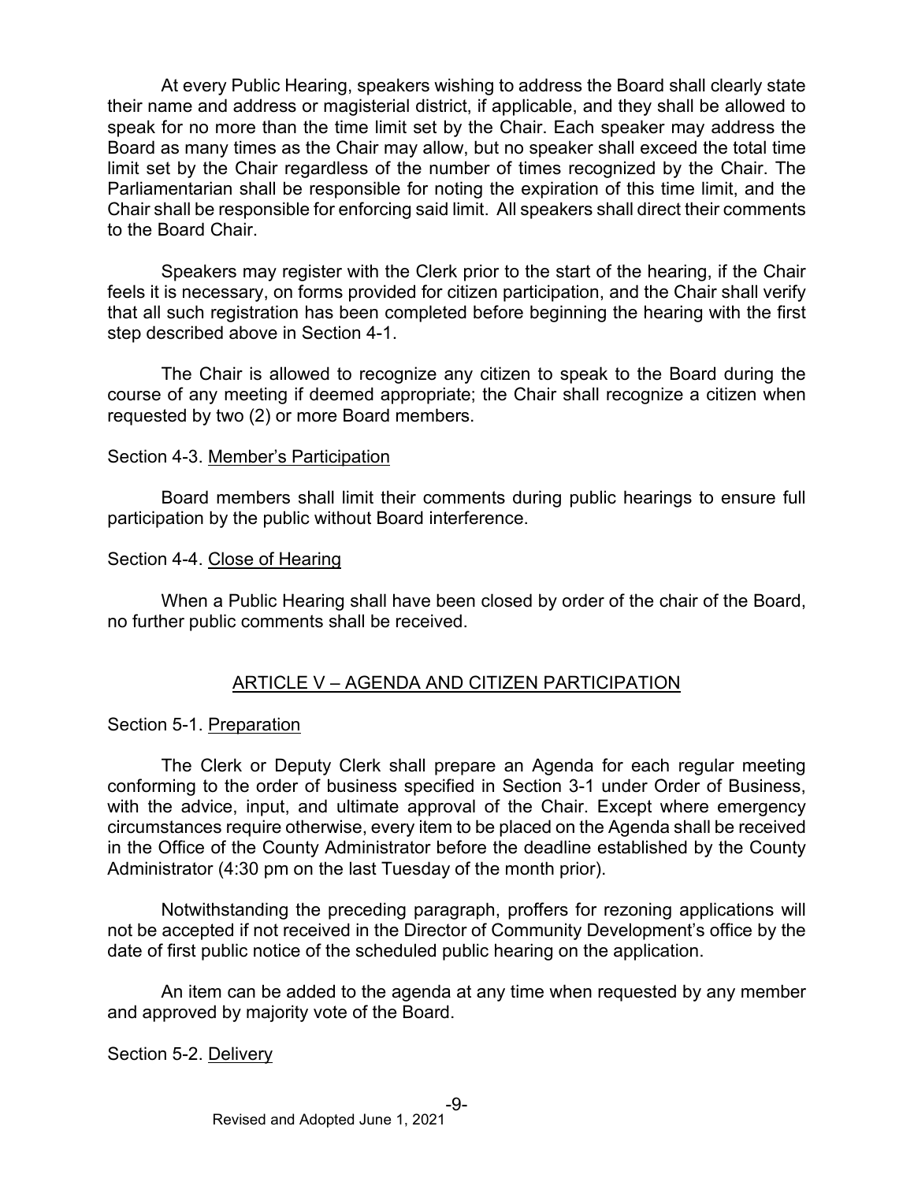At every Public Hearing, speakers wishing to address the Board shall clearly state their name and address or magisterial district, if applicable, and they shall be allowed to speak for no more than the time limit set by the Chair. Each speaker may address the Board as many times as the Chair may allow, but no speaker shall exceed the total time limit set by the Chair regardless of the number of times recognized by the Chair. The Parliamentarian shall be responsible for noting the expiration of this time limit, and the Chair shall be responsible for enforcing said limit. All speakers shall direct their comments to the Board Chair.

Speakers may register with the Clerk prior to the start of the hearing, if the Chair feels it is necessary, on forms provided for citizen participation, and the Chair shall verify that all such registration has been completed before beginning the hearing with the first step described above in Section 4-1.

The Chair is allowed to recognize any citizen to speak to the Board during the course of any meeting if deemed appropriate; the Chair shall recognize a citizen when requested by two (2) or more Board members.

Section 4-3. Member's Participation

Board members shall limit their comments during public hearings to ensure full participation by the public without Board interference.

Section 4-4. Close of Hearing

When a Public Hearing shall have been closed by order of the chair of the Board, no further public comments shall be received.

## ARTICLE V – AGENDA AND CITIZEN PARTICIPATION

Section 5-1. Preparation

The Clerk or Deputy Clerk shall prepare an Agenda for each regular meeting conforming to the order of business specified in Section 3-1 under Order of Business, with the advice, input, and ultimate approval of the Chair. Except where emergency circumstances require otherwise, every item to be placed on the Agenda shall be received in the Office of the County Administrator before the deadline established by the County Administrator (4:30 pm on the last Tuesday of the month prior).

Notwithstanding the preceding paragraph, proffers for rezoning applications will not be accepted if not received in the Director of Community Development's office by the date of first public notice of the scheduled public hearing on the application.

An item can be added to the agenda at any time when requested by any member and approved by majority vote of the Board.

Section 5-2. Delivery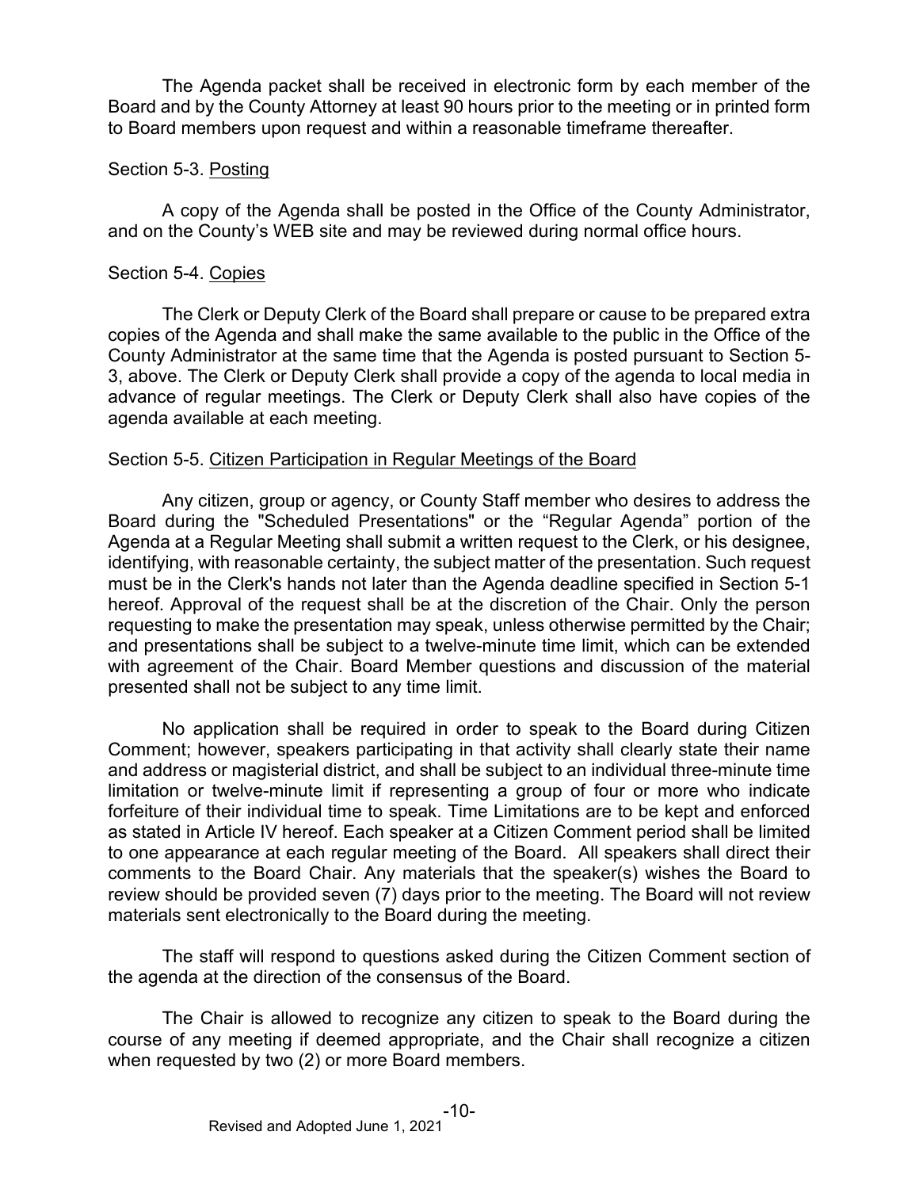The Agenda packet shall be received in electronic form by each member of the Board and by the County Attorney at least 90 hours prior to the meeting or in printed form to Board members upon request and within a reasonable timeframe thereafter.

Section 5-3. Posting

A copy of the Agenda shall be posted in the Office of the County Administrator, and on the County's WEB site and may be reviewed during normal office hours.

Section 5-4. Copies

The Clerk or Deputy Clerk of the Board shall prepare or cause to be prepared extra copies of the Agenda and shall make the same available to the public in the Office of the County Administrator at the same time that the Agenda is posted pursuant to Section 5-3, above. The Clerk or Deputy Clerk shall provide a copy of the agenda to local media in advance of regular meetings. The Clerk or Deputy Clerk shall also have copies of the agenda available at each meeting.

Section 5-5. Citizen Participation in Regular Meetings of the Board

Any citizen, group or agency, or County Staff member who desires to address the Board during the "Scheduled Presentations" or the "Regular Agenda" portion of the Agenda at a Regular Meeting shall submit a written request to the Clerk, or his designee, identifying, with reasonable certainty, the subject matter of the presentation. Such request must be in the Clerk's hands not later than the Agenda deadline specified in Section 5-1 hereof. Approval of the request shall be at the discretion of the Chair. Only the person requesting to make the presentation may speak, unless otherwise permitted by the Chair; and presentations shall be subject to a twelve-minute time limit, which can be extended with agreement of the Chair. Board Member questions and discussion of the material presented shall not be subject to any time limit.

No application shall be required in order to speak to the Board during Citizen Comment; however, speakers participating in that activity shall clearly state their name and address or magisterial district, and shall be subject to an individual three-minute time limitation or twelve-minute limit if representing a group of four or more who indicate forfeiture of their individual time to speak. Time Limitations are to be kept and enforced as stated in Article IV hereof. Each speaker at a Citizen Comment period shall be limited to one appearance at each regular meeting of the Board. All speakers shall direct their comments to the Board Chair. Any materials that the speaker(s) wishes the Board to review should be provided seven (7) days prior to the meeting. The Board will not review materials sent electronically to the Board during the meeting.

The staff will respond to questions asked during the Citizen Comment section of the agenda at the direction of the consensus of the Board.

The Chair is allowed to recognize any citizen to speak to the Board during the course of any meeting if deemed appropriate, and the Chair shall recognize a citizen when requested by two (2) or more Board members.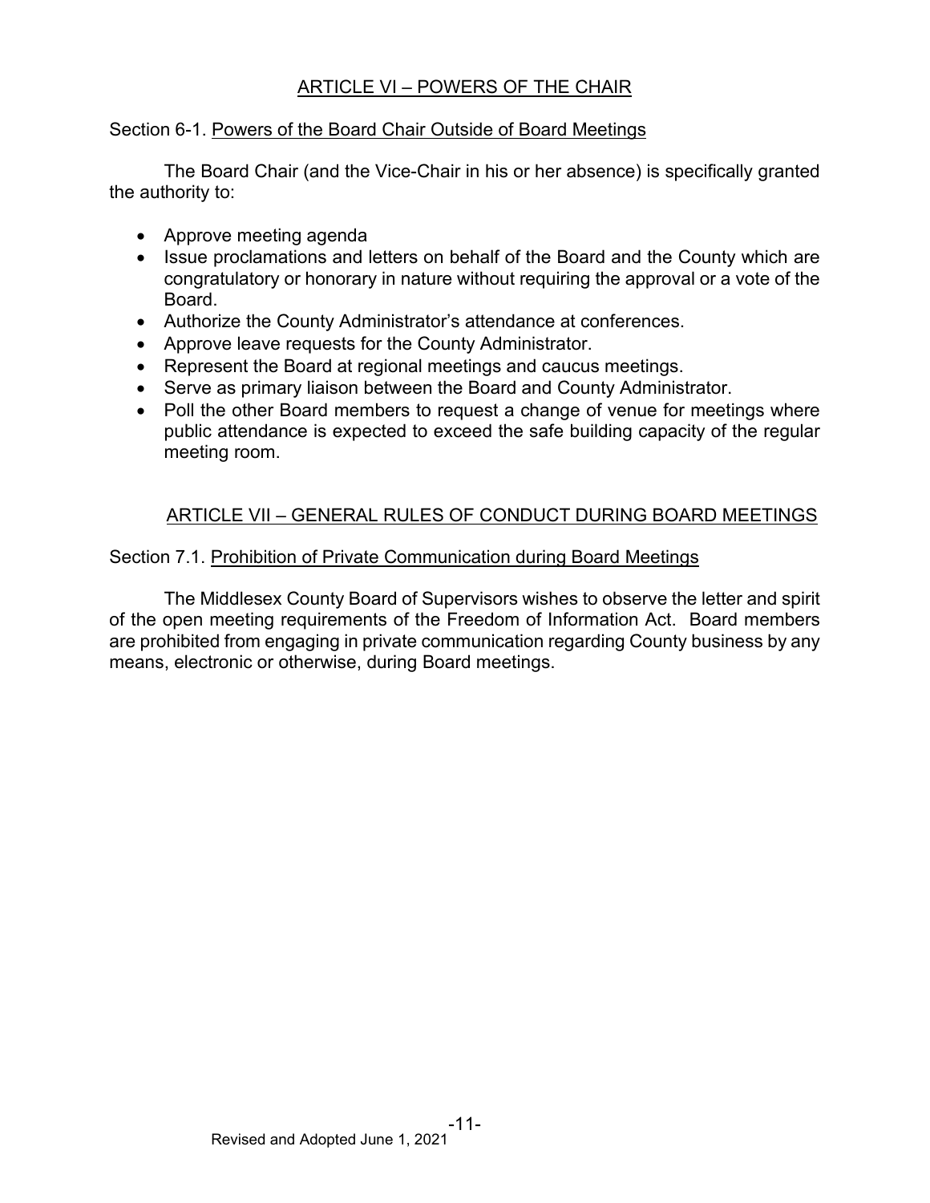## ARTICLE VI – POWERS OF THE CHAIR

### Section 6-1. Powers of the Board Chair Outside of Board Meetings

The Board Chair (and the Vice-Chair in his or her absence) is specifically granted the authority to:

- Approve meeting agenda
- Issue proclamations and letters on behalf of the Board and the County which are congratulatory or honorary in nature without requiring the approval or a vote of the Board.
- Authorize the County Administrator's attendance at conferences.
- Approve leave requests for the County Administrator.
- Represent the Board at regional meetings and caucus meetings.
- Serve as primary liaison between the Board and County Administrator.
- Poll the other Board members to request a change of venue for meetings where public attendance is expected to exceed the safe building capacity of the regular meeting room.

## ARTICLE VII – GENERAL RULES OF CONDUCT DURING BOARD MEETINGS

### Section 7.1. Prohibition of Private Communication during Board Meetings

The Middlesex County Board of Supervisors wishes to observe the letter and spirit of the open meeting requirements of the Freedom of Information Act. Board members are prohibited from engaging in private communication regarding County business by any means, electronic or otherwise, during Board meetings.